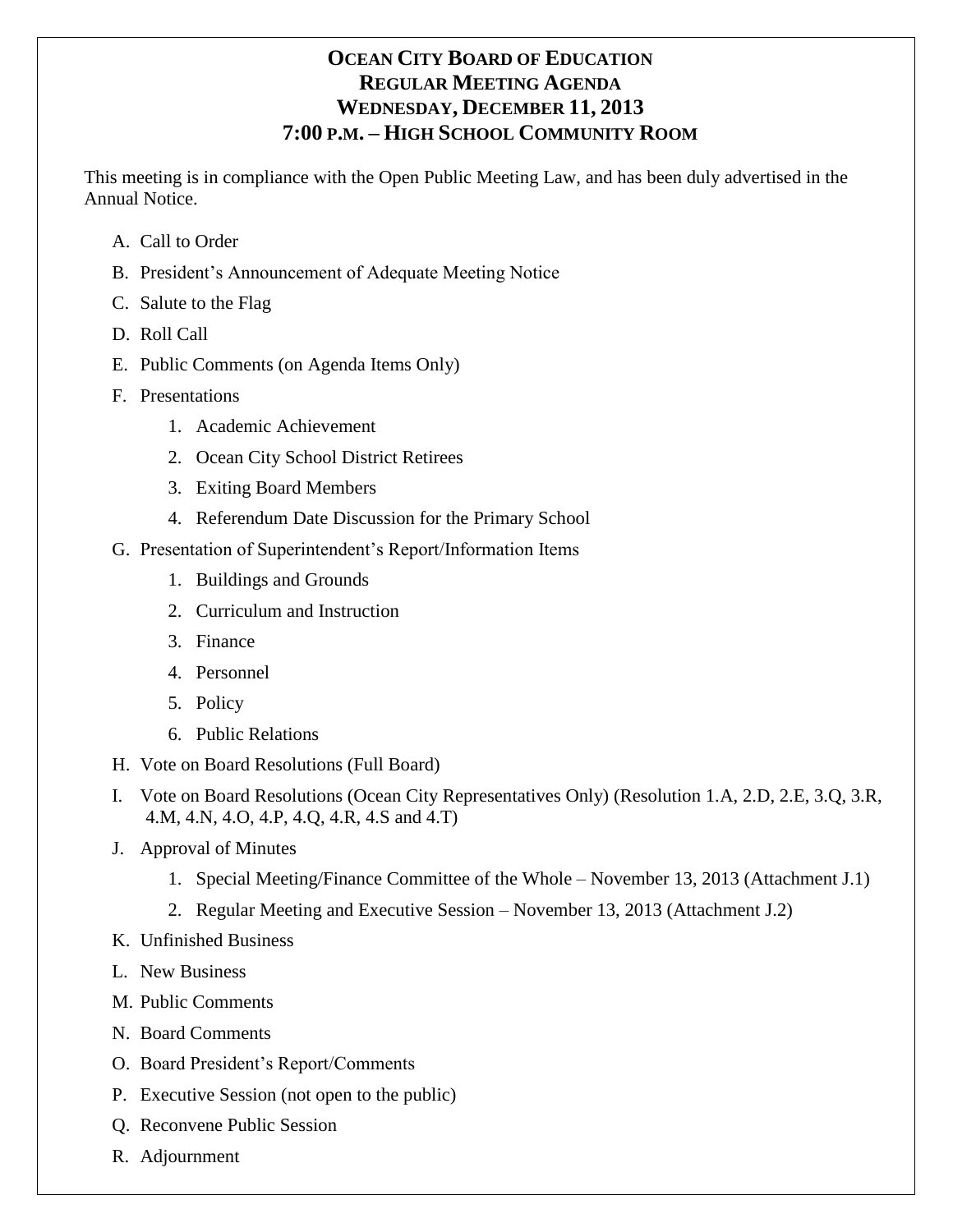# OCEAN CITY BOARD OF EDUCATION
## REGULAR MEETING AGENDA
## WEDNESDAY, DECEMBER 11, 2013
## 7:00 P.M. – HIGH SCHOOL COMMUNITY ROOM

This meeting is in compliance with the Open Public Meeting Law, and has been duly advertised in the Annual Notice.

A. Call to Order

B. President's Announcement of Adequate Meeting Notice

C. Salute to the Flag

D. Roll Call

E. Public Comments (on Agenda Items Only)

F. Presentations
   1. Academic Achievement
   2. Ocean City School District Retirees
   3. Exiting Board Members
   4. Referendum Date Discussion for the Primary School

G. Presentation of Superintendent's Report/Information Items
   1. Buildings and Grounds
   2. Curriculum and Instruction
   3. Finance
   4. Personnel
   5. Policy
   6. Public Relations

H. Vote on Board Resolutions (Full Board)

I. Vote on Board Resolutions (Ocean City Representatives Only) (Resolution 1.A, 2.D, 2.E, 3.Q, 3.R, 4.M, 4.N, 4.O, 4.P, 4.Q, 4.R, 4.S and 4.T)

J. Approval of Minutes
   1. Special Meeting/Finance Committee of the Whole – November 13, 2013 (Attachment J.1)
   2. Regular Meeting and Executive Session – November 13, 2013 (Attachment J.2)

K. Unfinished Business

L. New Business

M. Public Comments

N. Board Comments

O. Board President's Report/Comments

P. Executive Session (not open to the public)

Q. Reconvene Public Session

R. Adjournment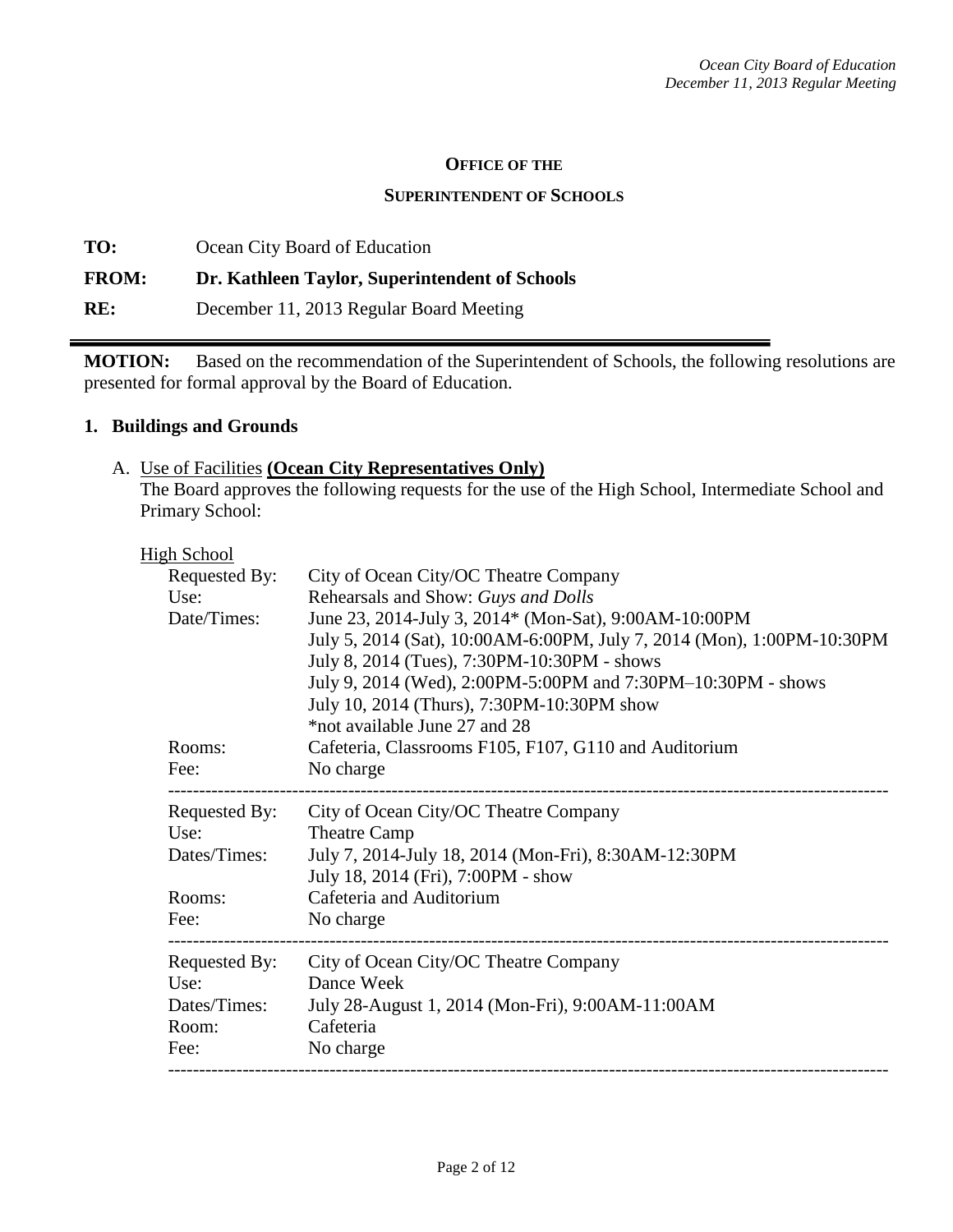**OFFICE OF THE**

**SUPERINTENDENT OF SCHOOLS**

**TO:** Ocean City Board of Education

**FROM: Dr. Kathleen Taylor, Superintendent of Schools**

**RE:** December 11, 2013 Regular Board Meeting

---

**MOTION:** Based on the recommendation of the Superintendent of Schools, the following resolutions are presented for formal approval by the Board of Education.

## 1. Buildings and Grounds

A. Use of Facilities **(Ocean City Representatives Only)**
The Board approves the following requests for the use of the High School, Intermediate School and Primary School:

High School

| | |
|---|---|
| Requested By: | City of Ocean City/OC Theatre Company |
| Use: | Rehearsals and Show: *Guys and Dolls* |
| Date/Times: | June 23, 2014-July 3, 2014* (Mon-Sat), 9:00AM-10:00PM<br>July 5, 2014 (Sat), 10:00AM-6:00PM, July 7, 2014 (Mon), 1:00PM-10:30PM<br>July 8, 2014 (Tues), 7:30PM-10:30PM - shows<br>July 9, 2014 (Wed), 2:00PM-5:00PM and 7:30PM–10:30PM - shows<br>July 10, 2014 (Thurs), 7:30PM-10:30PM show<br>*not available June 27 and 28 |
| Rooms: | Cafeteria, Classrooms F105, F107, G110 and Auditorium |
| Fee: | No charge |

---

| | |
|---|---|
| Requested By: | City of Ocean City/OC Theatre Company |
| Use: | Theatre Camp |
| Dates/Times: | July 7, 2014-July 18, 2014 (Mon-Fri), 8:30AM-12:30PM<br>July 18, 2014 (Fri), 7:00PM - show |
| Rooms: | Cafeteria and Auditorium |
| Fee: | No charge |

---

| | |
|---|---|
| Requested By: | City of Ocean City/OC Theatre Company |
| Use: | Dance Week |
| Dates/Times: | July 28-August 1, 2014 (Mon-Fri), 9:00AM-11:00AM |
| Room: | Cafeteria |
| Fee: | No charge |

---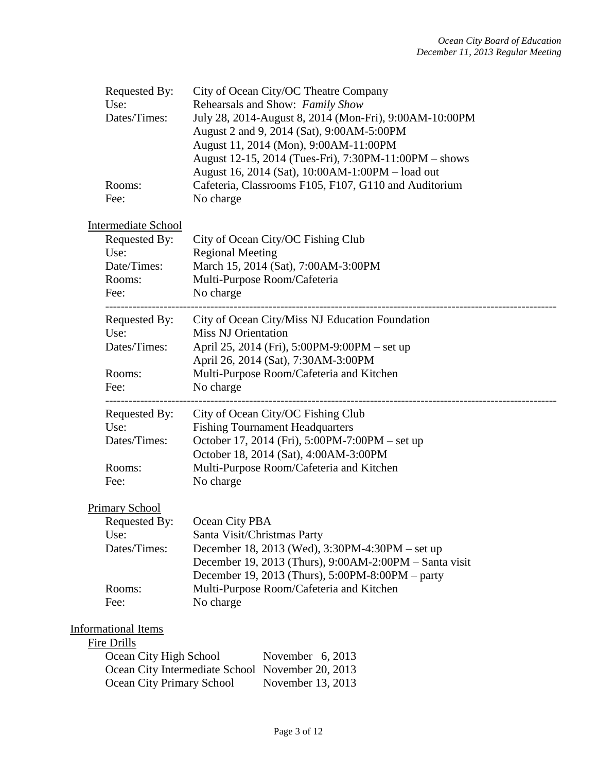| | |
|---|---|
| Requested By: | City of Ocean City/OC Theatre Company |
| Use: | Rehearsals and Show: *Family Show* |
| Dates/Times: | July 28, 2014-August 8, 2014 (Mon-Fri), 9:00AM-10:00PM<br>August 2 and 9, 2014 (Sat), 9:00AM-5:00PM<br>August 11, 2014 (Mon), 9:00AM-11:00PM<br>August 12-15, 2014 (Tues-Fri), 7:30PM-11:00PM – shows<br>August 16, 2014 (Sat), 10:00AM-1:00PM – load out |
| Rooms: | Cafeteria, Classrooms F105, F107, G110 and Auditorium |
| Fee: | No charge |

<u>Intermediate School</u>

| | |
|---|---|
| Requested By: | City of Ocean City/OC Fishing Club |
| Use: | Regional Meeting |
| Date/Times: | March 15, 2014 (Sat), 7:00AM-3:00PM |
| Rooms: | Multi-Purpose Room/Cafeteria |
| Fee: | No charge |

---

| | |
|---|---|
| Requested By: | City of Ocean City/Miss NJ Education Foundation |
| Use: | Miss NJ Orientation |
| Dates/Times: | April 25, 2014 (Fri), 5:00PM-9:00PM – set up<br>April 26, 2014 (Sat), 7:30AM-3:00PM |
| Rooms: | Multi-Purpose Room/Cafeteria and Kitchen |
| Fee: | No charge |

---

| | |
|---|---|
| Requested By: | City of Ocean City/OC Fishing Club |
| Use: | Fishing Tournament Headquarters |
| Dates/Times: | October 17, 2014 (Fri), 5:00PM-7:00PM – set up<br>October 18, 2014 (Sat), 4:00AM-3:00PM |
| Rooms: | Multi-Purpose Room/Cafeteria and Kitchen |
| Fee: | No charge |

<u>Primary School</u>

| | |
|---|---|
| Requested By: | Ocean City PBA |
| Use: | Santa Visit/Christmas Party |
| Dates/Times: | December 18, 2013 (Wed), 3:30PM-4:30PM – set up<br>December 19, 2013 (Thurs), 9:00AM-2:00PM – Santa visit<br>December 19, 2013 (Thurs), 5:00PM-8:00PM – party |
| Rooms: | Multi-Purpose Room/Cafeteria and Kitchen |
| Fee: | No charge |

<u>Informational Items</u>

<u>Fire Drills</u>

| | |
|---|---|
| Ocean City High School | November 6, 2013 |
| Ocean City Intermediate School | November 20, 2013 |
| Ocean City Primary School | November 13, 2013 |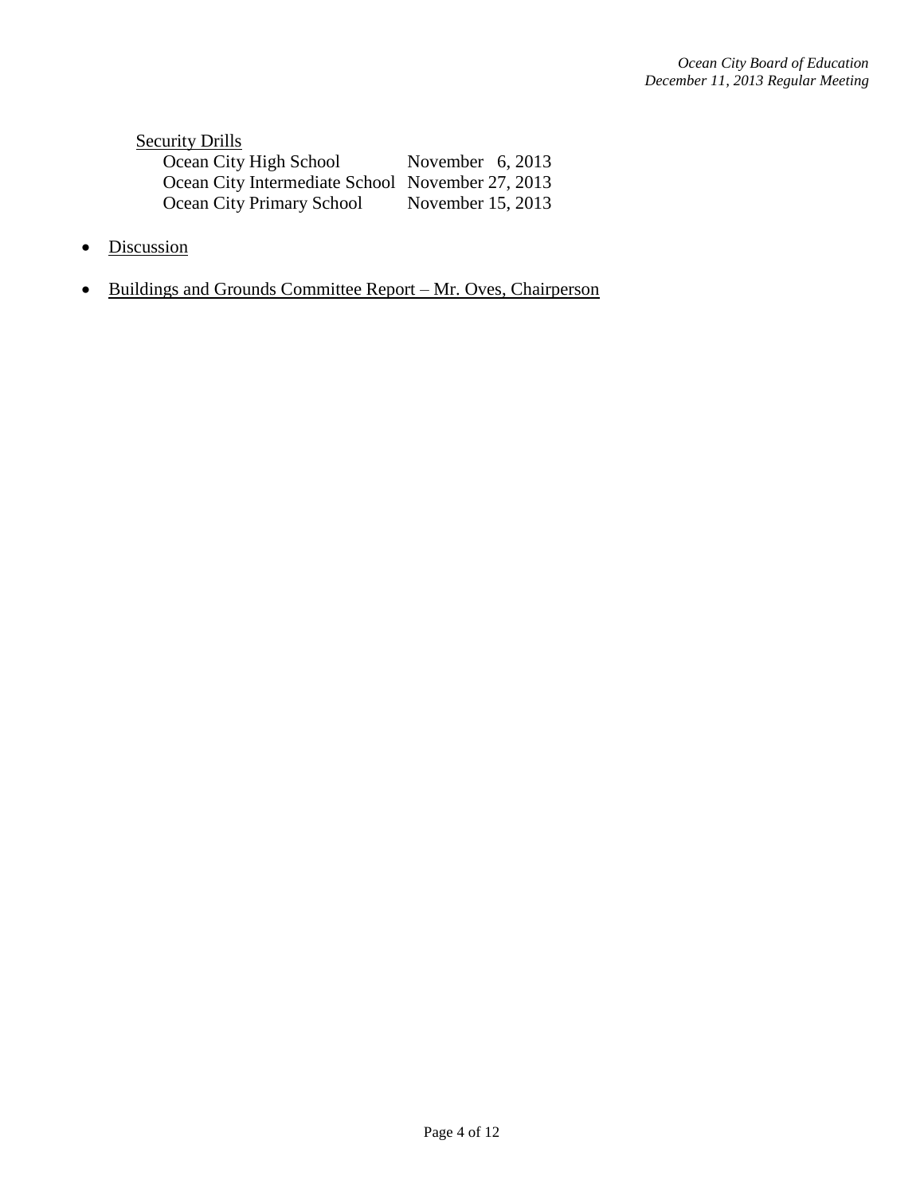Security Drills

| | |
|---|---|
| Ocean City High School | November 6, 2013 |
| Ocean City Intermediate School | November 27, 2013 |
| Ocean City Primary School | November 15, 2013 |

- Discussion

- Buildings and Grounds Committee Report – Mr. Oves, Chairperson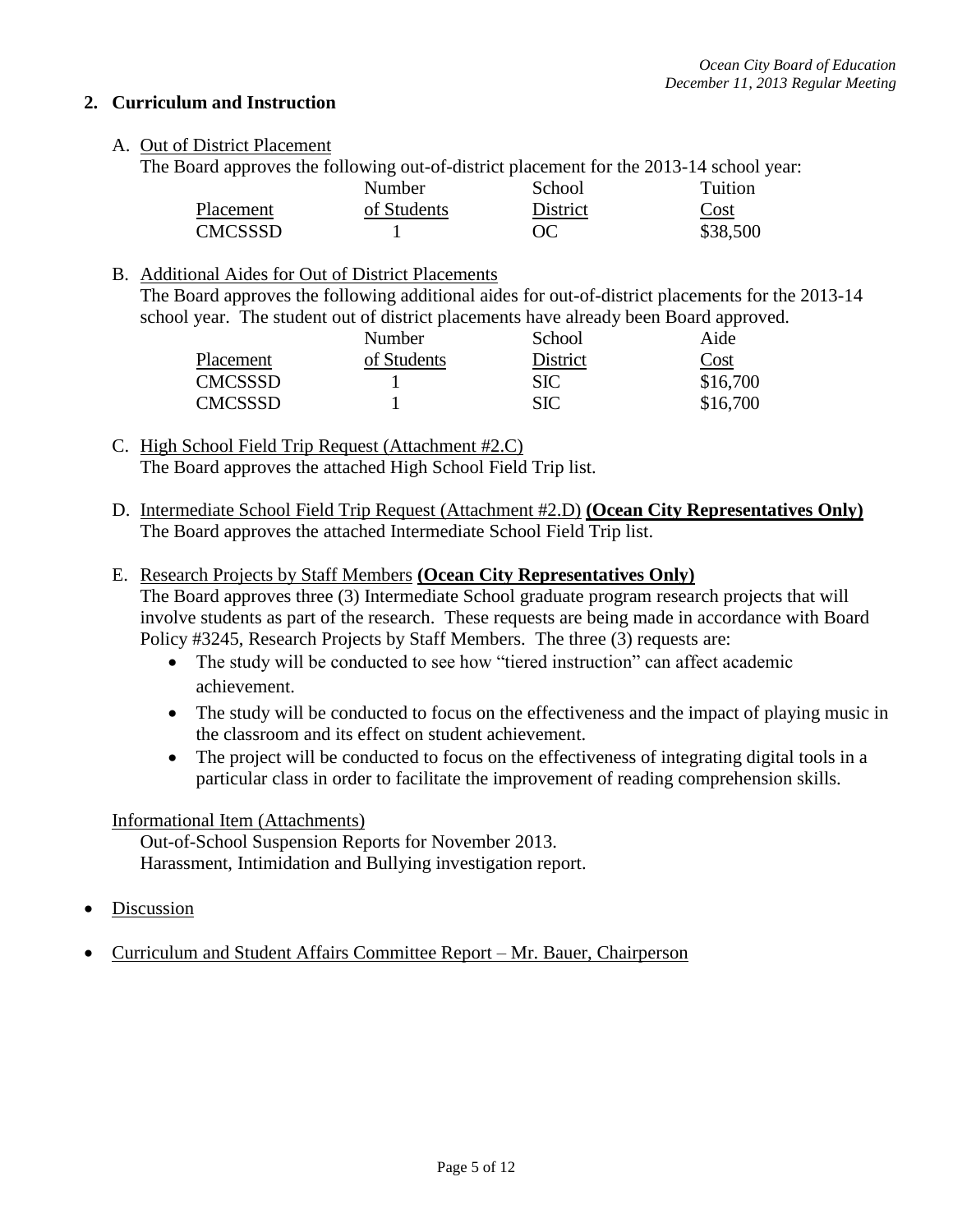## 2. Curriculum and Instruction

A. Out of District Placement

The Board approves the following out-of-district placement for the 2013-14 school year:

| Placement | Number of Students | School District | Tuition Cost |
|---|---|---|---|
| CMCSSSD | 1 | OC | $38,500 |

B. Additional Aides for Out of District Placements

The Board approves the following additional aides for out-of-district placements for the 2013-14 school year. The student out of district placements have already been Board approved.

| Placement | Number of Students | School District | Aide Cost |
|---|---|---|---|
| CMCSSSD | 1 | SIC | $16,700 |
| CMCSSSD | 1 | SIC | $16,700 |

C. High School Field Trip Request (Attachment #2.C)

The Board approves the attached High School Field Trip list.

D. Intermediate School Field Trip Request (Attachment #2.D) **(Ocean City Representatives Only)**

The Board approves the attached Intermediate School Field Trip list.

E. Research Projects by Staff Members **(Ocean City Representatives Only)**

The Board approves three (3) Intermediate School graduate program research projects that will involve students as part of the research. These requests are being made in accordance with Board Policy #3245, Research Projects by Staff Members. The three (3) requests are:

- The study will be conducted to see how "tiered instruction" can affect academic achievement.
- The study will be conducted to focus on the effectiveness and the impact of playing music in the classroom and its effect on student achievement.
- The project will be conducted to focus on the effectiveness of integrating digital tools in a particular class in order to facilitate the improvement of reading comprehension skills.

Informational Item (Attachments)

Out-of-School Suspension Reports for November 2013.
Harassment, Intimidation and Bullying investigation report.

- Discussion
- Curriculum and Student Affairs Committee Report – Mr. Bauer, Chairperson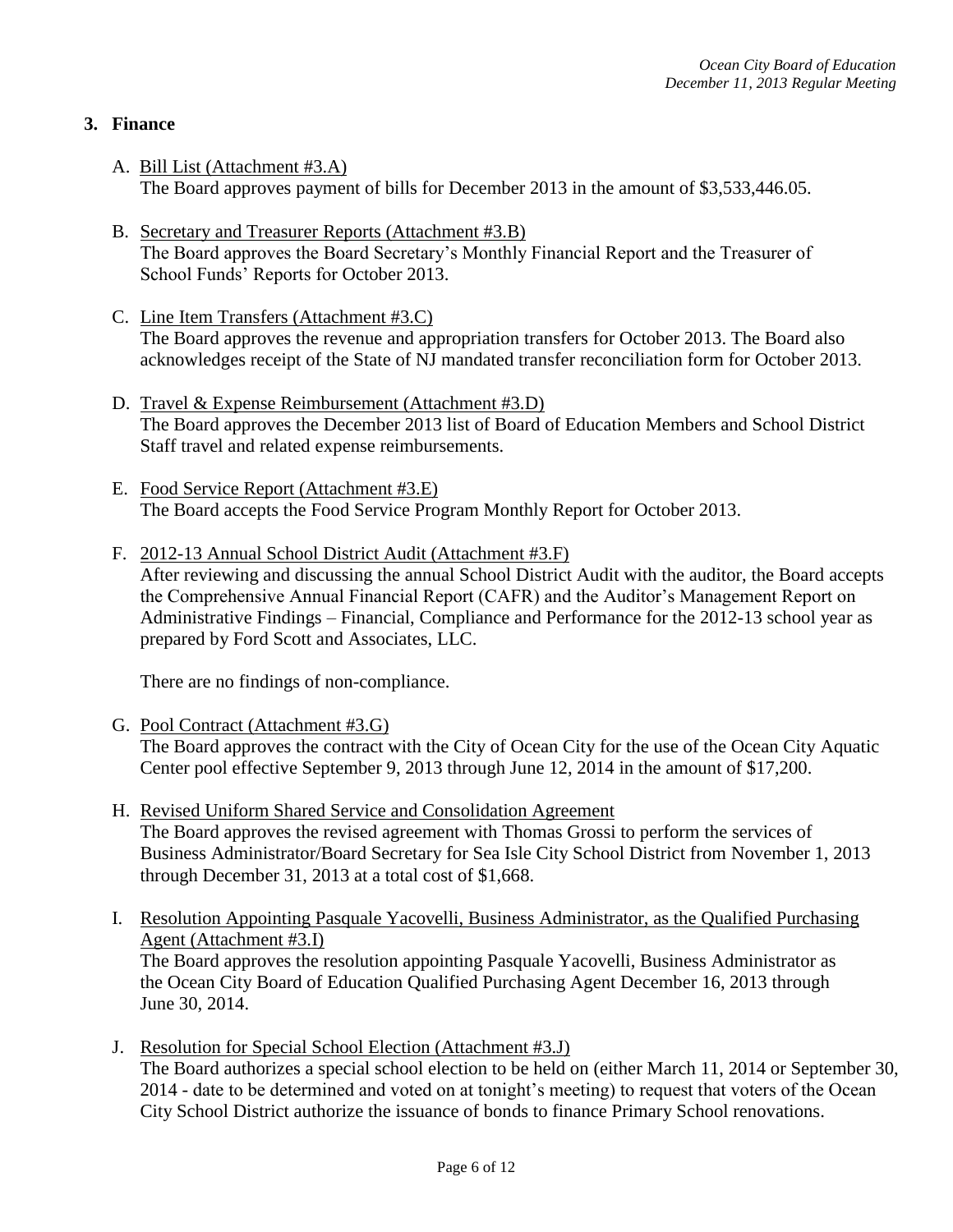## 3. Finance

A. <u>Bill List (Attachment #3.A)</u>
The Board approves payment of bills for December 2013 in the amount of $3,533,446.05.

B. <u>Secretary and Treasurer Reports (Attachment #3.B)</u>
The Board approves the Board Secretary's Monthly Financial Report and the Treasurer of School Funds' Reports for October 2013.

C. <u>Line Item Transfers (Attachment #3.C)</u>
The Board approves the revenue and appropriation transfers for October 2013. The Board also acknowledges receipt of the State of NJ mandated transfer reconciliation form for October 2013.

D. <u>Travel & Expense Reimbursement (Attachment #3.D)</u>
The Board approves the December 2013 list of Board of Education Members and School District Staff travel and related expense reimbursements.

E. <u>Food Service Report (Attachment #3.E)</u>
The Board accepts the Food Service Program Monthly Report for October 2013.

F. <u>2012-13 Annual School District Audit (Attachment #3.F)</u>
After reviewing and discussing the annual School District Audit with the auditor, the Board accepts the Comprehensive Annual Financial Report (CAFR) and the Auditor's Management Report on Administrative Findings – Financial, Compliance and Performance for the 2012-13 school year as prepared by Ford Scott and Associates, LLC.

There are no findings of non-compliance.

G. <u>Pool Contract (Attachment #3.G)</u>
The Board approves the contract with the City of Ocean City for the use of the Ocean City Aquatic Center pool effective September 9, 2013 through June 12, 2014 in the amount of $17,200.

H. <u>Revised Uniform Shared Service and Consolidation Agreement</u>
The Board approves the revised agreement with Thomas Grossi to perform the services of Business Administrator/Board Secretary for Sea Isle City School District from November 1, 2013 through December 31, 2013 at a total cost of $1,668.

I. <u>Resolution Appointing Pasquale Yacovelli, Business Administrator, as the Qualified Purchasing Agent (Attachment #3.I)</u>
The Board approves the resolution appointing Pasquale Yacovelli, Business Administrator as the Ocean City Board of Education Qualified Purchasing Agent December 16, 2013 through June 30, 2014.

J. <u>Resolution for Special School Election (Attachment #3.J)</u>
The Board authorizes a special school election to be held on (either March 11, 2014 or September 30, 2014 - date to be determined and voted on at tonight's meeting) to request that voters of the Ocean City School District authorize the issuance of bonds to finance Primary School renovations.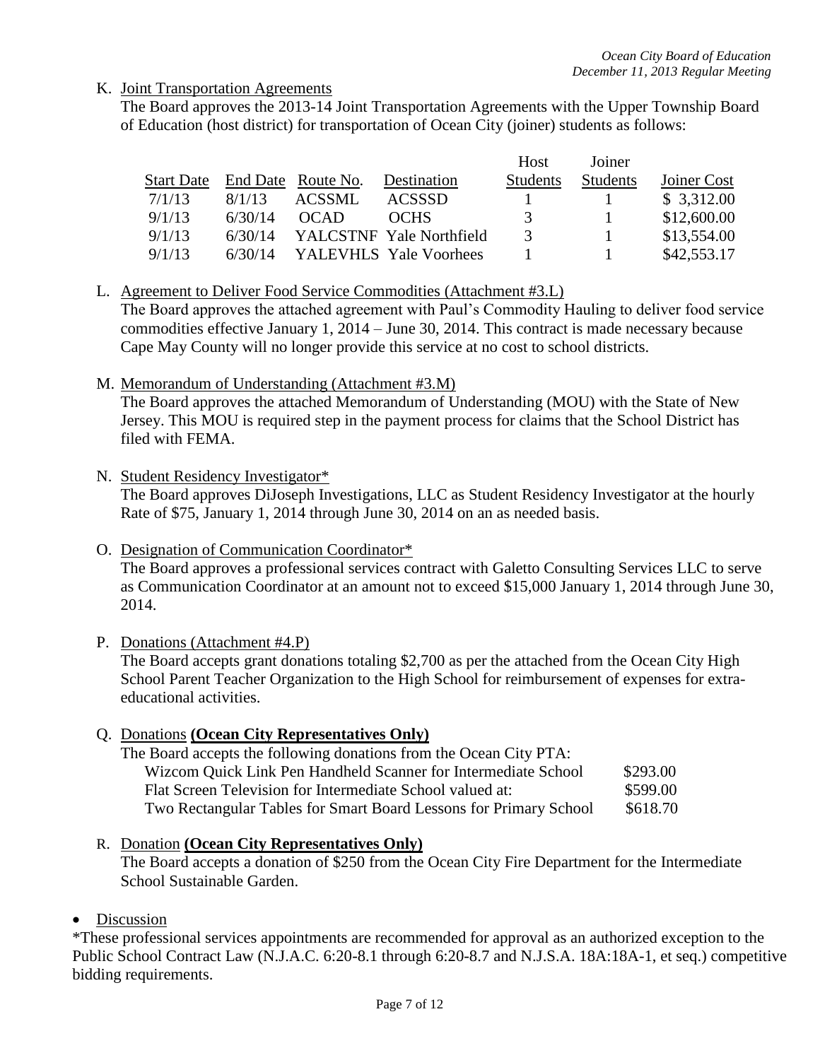K. Joint Transportation Agreements

The Board approves the 2013-14 Joint Transportation Agreements with the Upper Township Board of Education (host district) for transportation of Ocean City (joiner) students as follows:

| Start Date | End Date | Route No. | Destination | Host Students | Joiner Students | Joiner Cost |
|---|---|---|---|---|---|---|
| 7/1/13 | 8/1/13 | ACSSML | ACSSSD | 1 | 1 | $ 3,312.00 |
| 9/1/13 | 6/30/14 | OCAD | OCHS | 3 | 1 | $12,600.00 |
| 9/1/13 | 6/30/14 | YALCSTNF | Yale Northfield | 3 | 1 | $13,554.00 |
| 9/1/13 | 6/30/14 | YALEVHLS | Yale Voorhees | 1 | 1 | $42,553.17 |

L. Agreement to Deliver Food Service Commodities (Attachment #3.L)

The Board approves the attached agreement with Paul's Commodity Hauling to deliver food service commodities effective January 1, 2014 – June 30, 2014. This contract is made necessary because Cape May County will no longer provide this service at no cost to school districts.

M. Memorandum of Understanding (Attachment #3.M)

The Board approves the attached Memorandum of Understanding (MOU) with the State of New Jersey. This MOU is required step in the payment process for claims that the School District has filed with FEMA.

N. Student Residency Investigator*

The Board approves DiJoseph Investigations, LLC as Student Residency Investigator at the hourly Rate of $75, January 1, 2014 through June 30, 2014 on an as needed basis.

O. Designation of Communication Coordinator*

The Board approves a professional services contract with Galetto Consulting Services LLC to serve as Communication Coordinator at an amount not to exceed $15,000 January 1, 2014 through June 30, 2014.

P. Donations (Attachment #4.P)

The Board accepts grant donations totaling $2,700 as per the attached from the Ocean City High School Parent Teacher Organization to the High School for reimbursement of expenses for extra-educational activities.

Q. Donations **(Ocean City Representatives Only)**

The Board accepts the following donations from the Ocean City PTA:

| | |
|---|---|
| Wizcom Quick Link Pen Handheld Scanner for Intermediate School | $293.00 |
| Flat Screen Television for Intermediate School valued at: | $599.00 |
| Two Rectangular Tables for Smart Board Lessons for Primary School | $618.70 |

R. Donation **(Ocean City Representatives Only)**

The Board accepts a donation of $250 from the Ocean City Fire Department for the Intermediate School Sustainable Garden.

- Discussion

*These professional services appointments are recommended for approval as an authorized exception to the Public School Contract Law (N.J.A.C. 6:20-8.1 through 6:20-8.7 and N.J.S.A. 18A:18A-1, et seq.) competitive bidding requirements.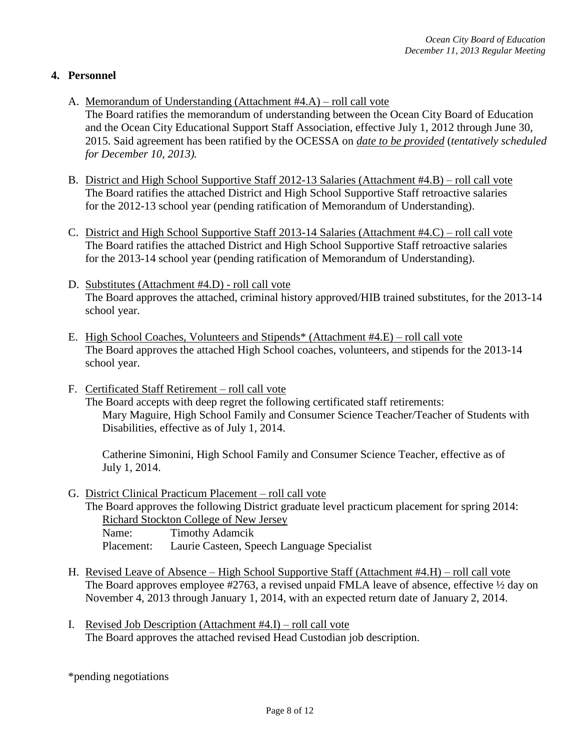## 4. Personnel

A. Memorandum of Understanding (Attachment #4.A) – roll call vote
The Board ratifies the memorandum of understanding between the Ocean City Board of Education and the Ocean City Educational Support Staff Association, effective July 1, 2012 through June 30, 2015. Said agreement has been ratified by the OCESSA on *date to be provided* (*tentatively scheduled for December 10, 2013).*

B. District and High School Supportive Staff 2012-13 Salaries (Attachment #4.B) – roll call vote
The Board ratifies the attached District and High School Supportive Staff retroactive salaries for the 2012-13 school year (pending ratification of Memorandum of Understanding).

C. District and High School Supportive Staff 2013-14 Salaries (Attachment #4.C) – roll call vote
The Board ratifies the attached District and High School Supportive Staff retroactive salaries for the 2013-14 school year (pending ratification of Memorandum of Understanding).

D. Substitutes (Attachment #4.D) - roll call vote
The Board approves the attached, criminal history approved/HIB trained substitutes, for the 2013-14 school year.

E. High School Coaches, Volunteers and Stipends* (Attachment #4.E) – roll call vote
The Board approves the attached High School coaches, volunteers, and stipends for the 2013-14 school year.

F. Certificated Staff Retirement – roll call vote
The Board accepts with deep regret the following certificated staff retirements:
Mary Maguire, High School Family and Consumer Science Teacher/Teacher of Students with Disabilities, effective as of July 1, 2014.

Catherine Simonini, High School Family and Consumer Science Teacher, effective as of July 1, 2014.

G. District Clinical Practicum Placement – roll call vote
The Board approves the following District graduate level practicum placement for spring 2014:
Richard Stockton College of New Jersey
Name: Timothy Adamcik
Placement: Laurie Casteen, Speech Language Specialist

H. Revised Leave of Absence – High School Supportive Staff (Attachment #4.H) – roll call vote
The Board approves employee #2763, a revised unpaid FMLA leave of absence, effective ½ day on November 4, 2013 through January 1, 2014, with an expected return date of January 2, 2014.

I. Revised Job Description (Attachment #4.I) – roll call vote
The Board approves the attached revised Head Custodian job description.

*pending negotiations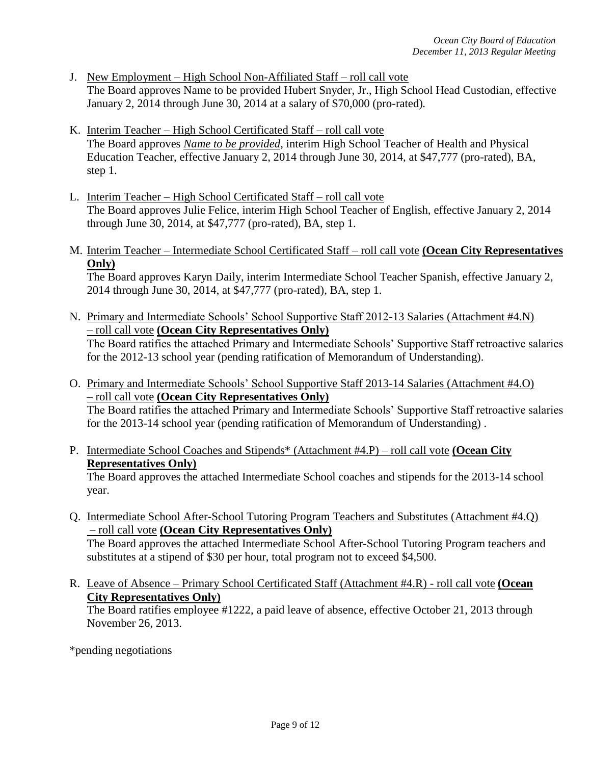J. New Employment – High School Non-Affiliated Staff – roll call vote
   The Board approves Name to be provided Hubert Snyder, Jr., High School Head Custodian, effective January 2, 2014 through June 30, 2014 at a salary of $70,000 (pro-rated).

K. Interim Teacher – High School Certificated Staff – roll call vote
   The Board approves *Name to be provided*, interim High School Teacher of Health and Physical Education Teacher, effective January 2, 2014 through June 30, 2014, at $47,777 (pro-rated), BA, step 1.

L. Interim Teacher – High School Certificated Staff – roll call vote
   The Board approves Julie Felice, interim High School Teacher of English, effective January 2, 2014 through June 30, 2014, at $47,777 (pro-rated), BA, step 1.

M. Interim Teacher – Intermediate School Certificated Staff – roll call vote **(Ocean City Representatives Only)**
   The Board approves Karyn Daily, interim Intermediate School Teacher Spanish, effective January 2, 2014 through June 30, 2014, at $47,777 (pro-rated), BA, step 1.

N. Primary and Intermediate Schools' School Supportive Staff 2012-13 Salaries (Attachment #4.N) – roll call vote **(Ocean City Representatives Only)**
   The Board ratifies the attached Primary and Intermediate Schools' Supportive Staff retroactive salaries for the 2012-13 school year (pending ratification of Memorandum of Understanding).

O. Primary and Intermediate Schools' School Supportive Staff 2013-14 Salaries (Attachment #4.O) – roll call vote **(Ocean City Representatives Only)**
   The Board ratifies the attached Primary and Intermediate Schools' Supportive Staff retroactive salaries for the 2013-14 school year (pending ratification of Memorandum of Understanding) .

P. Intermediate School Coaches and Stipends* (Attachment #4.P) – roll call vote **(Ocean City Representatives Only)**
   The Board approves the attached Intermediate School coaches and stipends for the 2013-14 school year.

Q. Intermediate School After-School Tutoring Program Teachers and Substitutes (Attachment #4.Q) – roll call vote **(Ocean City Representatives Only)**
   The Board approves the attached Intermediate School After-School Tutoring Program teachers and substitutes at a stipend of $30 per hour, total program not to exceed $4,500.

R. Leave of Absence – Primary School Certificated Staff (Attachment #4.R) - roll call vote **(Ocean City Representatives Only)**
   The Board ratifies employee #1222, a paid leave of absence, effective October 21, 2013 through November 26, 2013.

*pending negotiations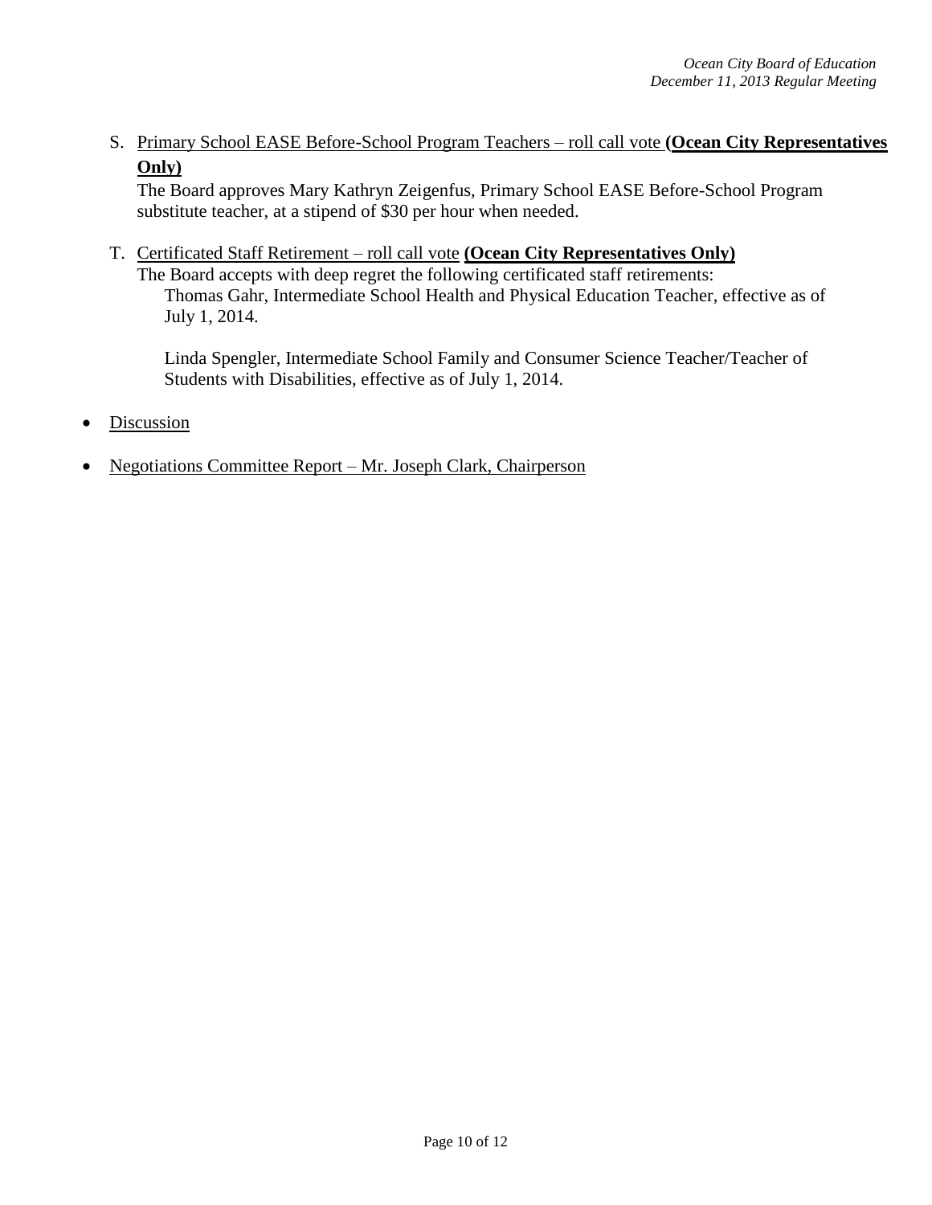S. <u>Primary School EASE Before-School Program Teachers – roll call vote</u> **<u>(Ocean City Representatives Only)</u>**

The Board approves Mary Kathryn Zeigenfus, Primary School EASE Before-School Program substitute teacher, at a stipend of $30 per hour when needed.

T. <u>Certificated Staff Retirement – roll call vote</u> **<u>(Ocean City Representatives Only)</u>**

The Board accepts with deep regret the following certificated staff retirements:

Thomas Gahr, Intermediate School Health and Physical Education Teacher, effective as of July 1, 2014.

Linda Spengler, Intermediate School Family and Consumer Science Teacher/Teacher of Students with Disabilities, effective as of July 1, 2014.

- <u>Discussion</u>
- <u>Negotiations Committee Report – Mr. Joseph Clark, Chairperson</u>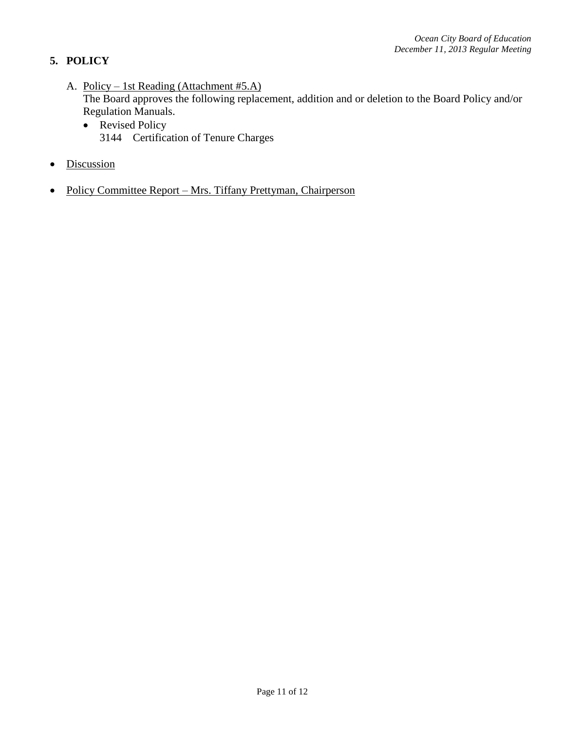## 5. POLICY

A. Policy – 1st Reading (Attachment #5.A)
   The Board approves the following replacement, addition and or deletion to the Board Policy and/or Regulation Manuals.
   - Revised Policy
     3144 Certification of Tenure Charges

- Discussion

- Policy Committee Report – Mrs. Tiffany Prettyman, Chairperson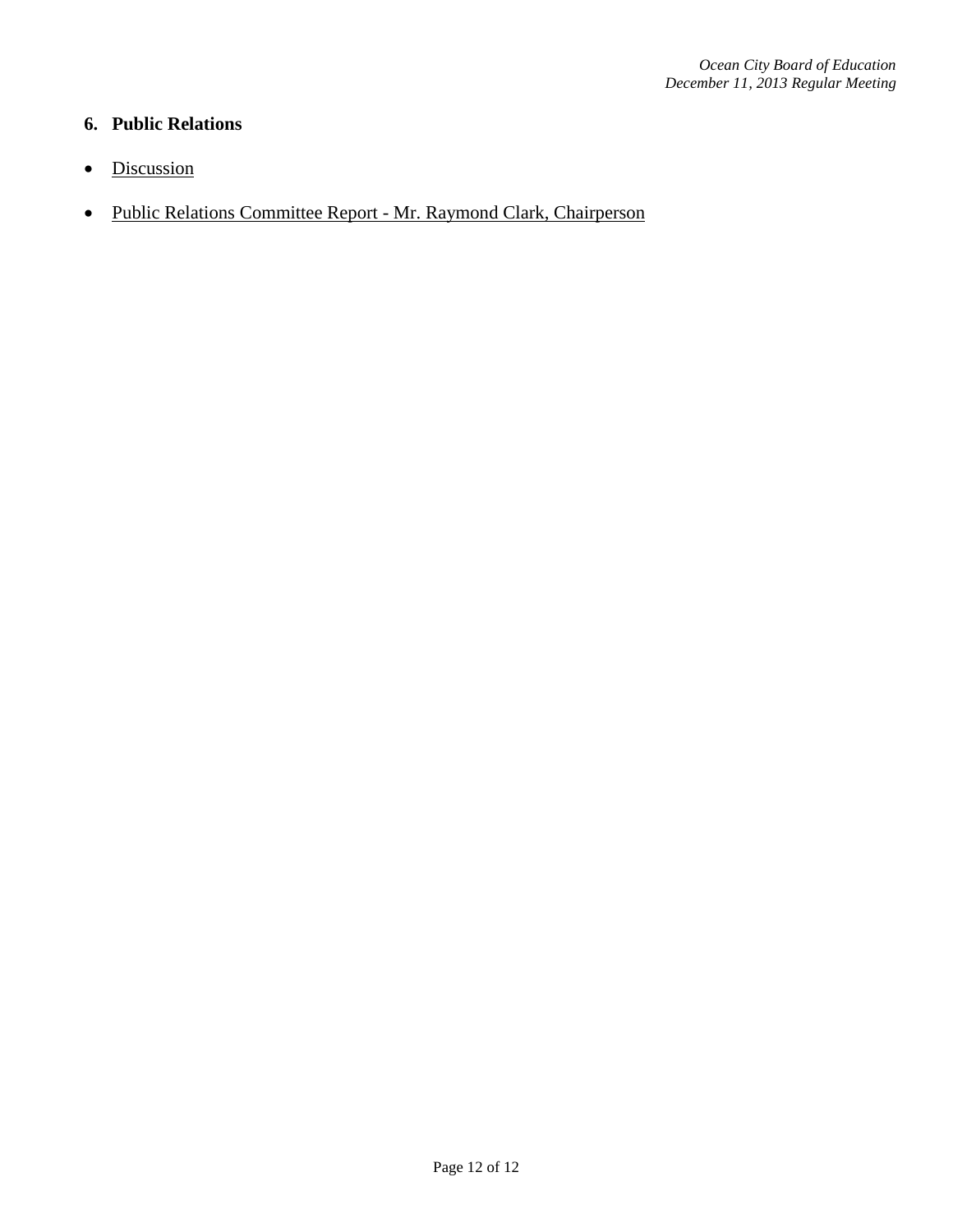## 6. Public Relations

- Discussion

- Public Relations Committee Report - Mr. Raymond Clark, Chairperson